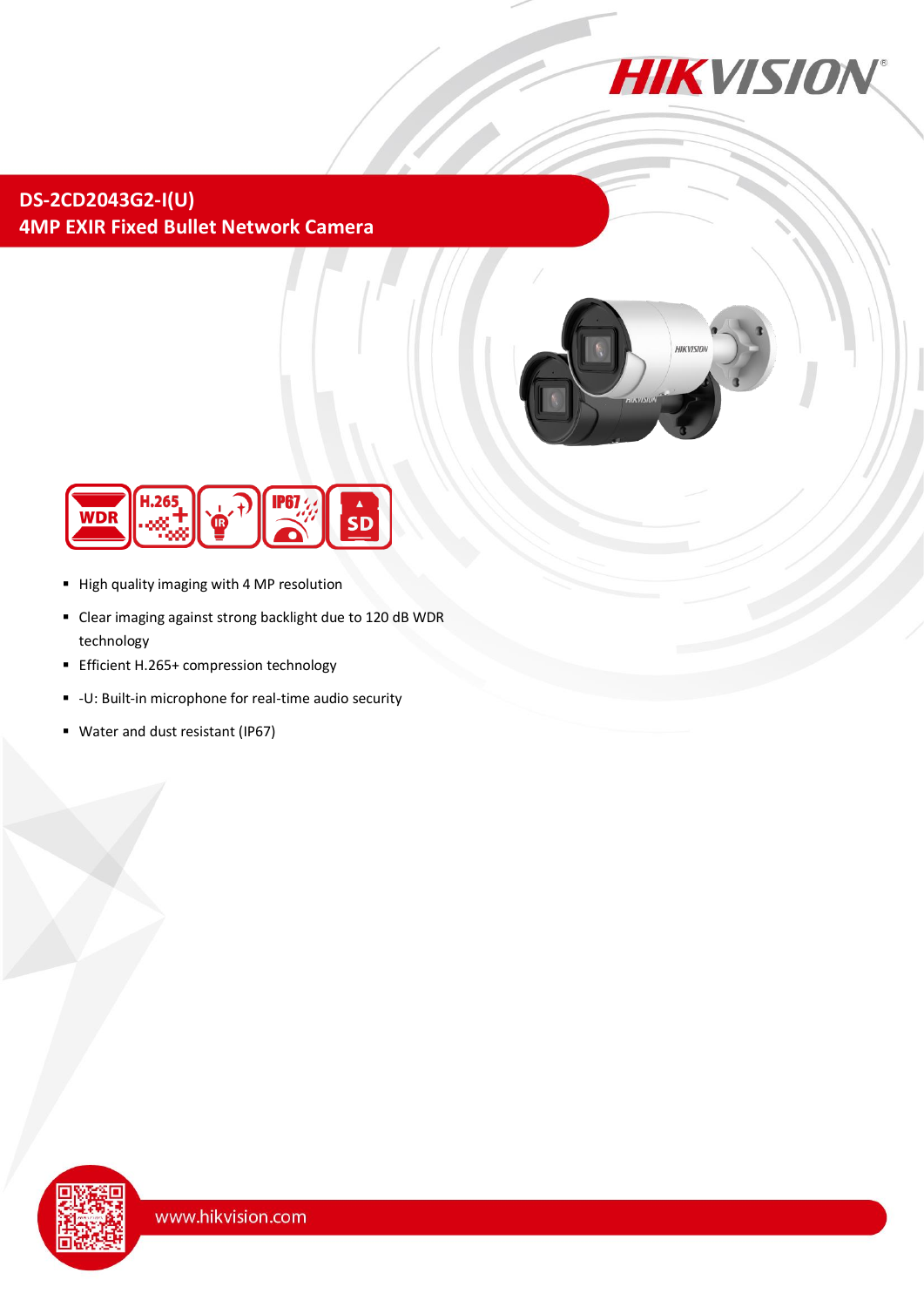# DS-2CD2043G2-I(U)

## 4MP EXIR Fixed Bullet Network Camera

- High quality imaging with 4 MP resolution
- Clear imaging against strong backlight due to 120 dB WDR technology
- Efficient H.265+ compression technology
- -U: Built-in microphone for real-time audio security
- Water and dust resistant (IP67)

www.hikvision.com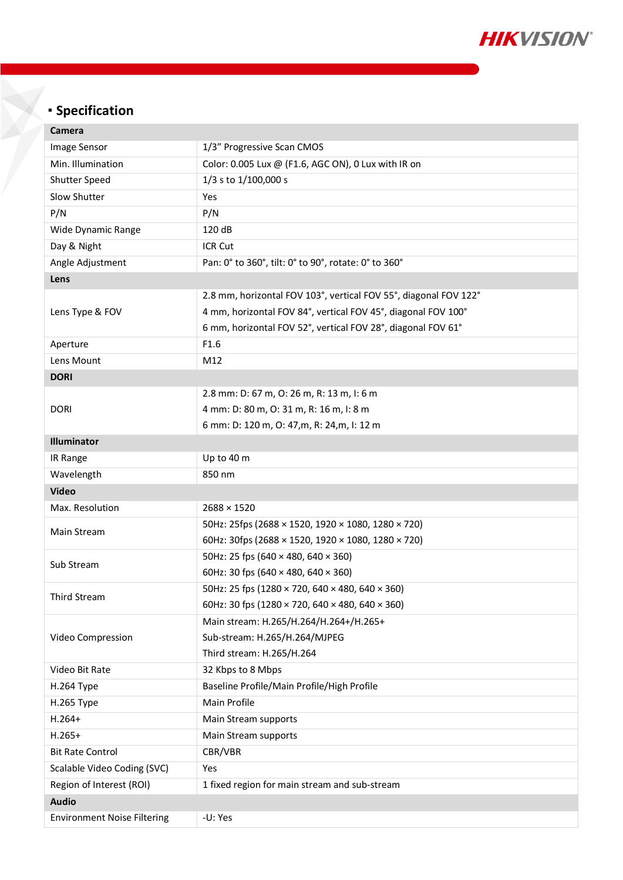## Specification

| Camera | |
|---|---|
| Image Sensor | 1/3" Progressive Scan CMOS |
| Min. Illumination | Color: 0.005 Lux @ (F1.6, AGC ON), 0 Lux with IR on |
| Shutter Speed | 1/3 s to 1/100,000 s |
| Slow Shutter | Yes |
| P/N | P/N |
| Wide Dynamic Range | 120 dB |
| Day & Night | ICR Cut |
| Angle Adjustment | Pan: 0° to 360°, tilt: 0° to 90°, rotate: 0° to 360° |
| **Lens** | |
| Lens Type & FOV | 2.8 mm, horizontal FOV 103°, vertical FOV 55°, diagonal FOV 122°<br>4 mm, horizontal FOV 84°, vertical FOV 45°, diagonal FOV 100°<br>6 mm, horizontal FOV 52°, vertical FOV 28°, diagonal FOV 61° |
| Aperture | F1.6 |
| Lens Mount | M12 |
| **DORI** | |
| DORI | 2.8 mm: D: 67 m, O: 26 m, R: 13 m, I: 6 m<br>4 mm: D: 80 m, O: 31 m, R: 16 m, I: 8 m<br>6 mm: D: 120 m, O: 47,m, R: 24,m, I: 12 m |
| **Illuminator** | |
| IR Range | Up to 40 m |
| Wavelength | 850 nm |
| **Video** | |
| Max. Resolution | 2688 × 1520 |
| Main Stream | 50Hz: 25fps (2688 × 1520, 1920 × 1080, 1280 × 720)<br>60Hz: 30fps (2688 × 1520, 1920 × 1080, 1280 × 720) |
| Sub Stream | 50Hz: 25 fps (640 × 480, 640 × 360)<br>60Hz: 30 fps (640 × 480, 640 × 360) |
| Third Stream | 50Hz: 25 fps (1280 × 720, 640 × 480, 640 × 360)<br>60Hz: 30 fps (1280 × 720, 640 × 480, 640 × 360) |
| Video Compression | Main stream: H.265/H.264/H.264+/H.265+<br>Sub-stream: H.265/H.264/MJPEG<br>Third stream: H.265/H.264 |
| Video Bit Rate | 32 Kbps to 8 Mbps |
| H.264 Type | Baseline Profile/Main Profile/High Profile |
| H.265 Type | Main Profile |
| H.264+ | Main Stream supports |
| H.265+ | Main Stream supports |
| Bit Rate Control | CBR/VBR |
| Scalable Video Coding (SVC) | Yes |
| Region of Interest (ROI) | 1 fixed region for main stream and sub-stream |
| **Audio** | |
| Environment Noise Filtering | -U: Yes |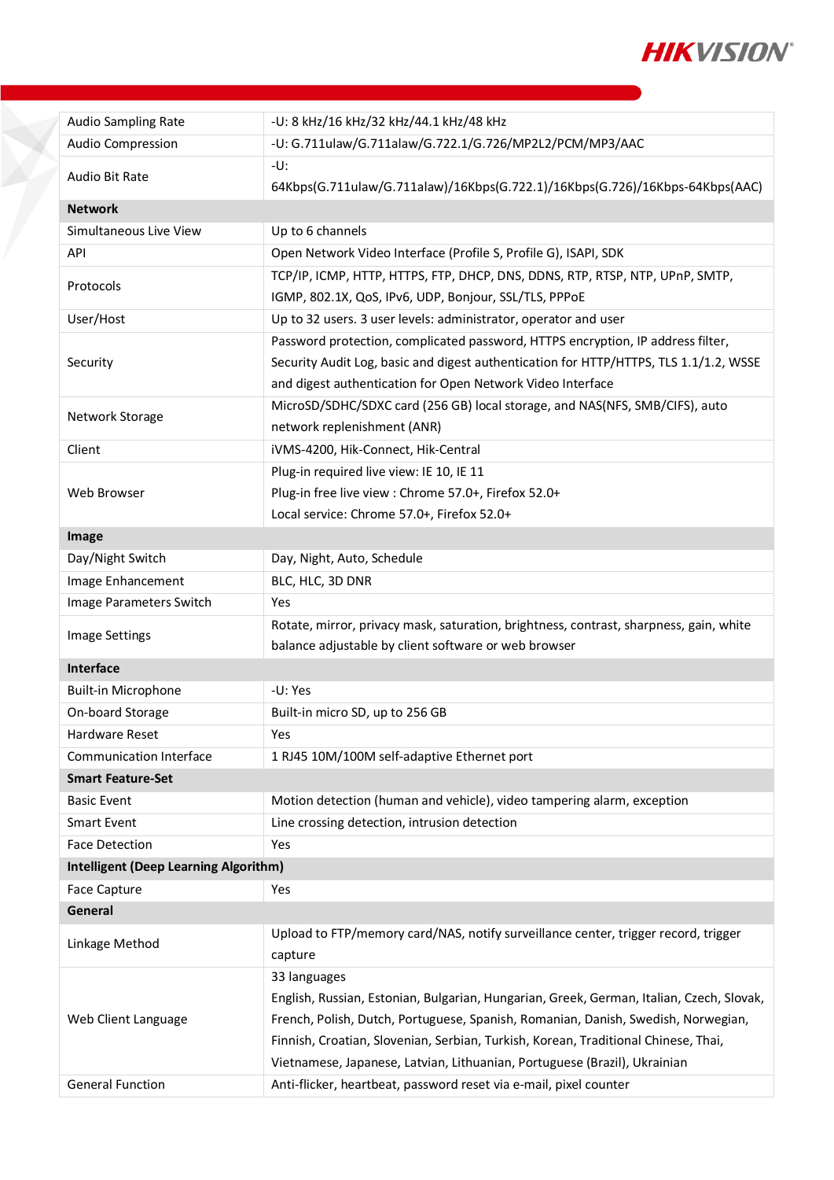| | |
|---|---|
| Audio Sampling Rate | -U: 8 kHz/16 kHz/32 kHz/44.1 kHz/48 kHz |
| Audio Compression | -U: G.711ulaw/G.711alaw/G.722.1/G.726/MP2L2/PCM/MP3/AAC |
| Audio Bit Rate | -U: 64Kbps(G.711ulaw/G.711alaw)/16Kbps(G.722.1)/16Kbps(G.726)/16Kbps-64Kbps(AAC) |
| **Network** | |
| Simultaneous Live View | Up to 6 channels |
| API | Open Network Video Interface (Profile S, Profile G), ISAPI, SDK |
| Protocols | TCP/IP, ICMP, HTTP, HTTPS, FTP, DHCP, DNS, DDNS, RTP, RTSP, NTP, UPnP, SMTP, IGMP, 802.1X, QoS, IPv6, UDP, Bonjour, SSL/TLS, PPPoE |
| User/Host | Up to 32 users. 3 user levels: administrator, operator and user |
| Security | Password protection, complicated password, HTTPS encryption, IP address filter, Security Audit Log, basic and digest authentication for HTTP/HTTPS, TLS 1.1/1.2, WSSE and digest authentication for Open Network Video Interface |
| Network Storage | MicroSD/SDHC/SDXC card (256 GB) local storage, and NAS(NFS, SMB/CIFS), auto network replenishment (ANR) |
| Client | iVMS-4200, Hik-Connect, Hik-Central |
| Web Browser | Plug-in required live view: IE 10, IE 11<br>Plug-in free live view : Chrome 57.0+, Firefox 52.0+<br>Local service: Chrome 57.0+, Firefox 52.0+ |
| **Image** | |
| Day/Night Switch | Day, Night, Auto, Schedule |
| Image Enhancement | BLC, HLC, 3D DNR |
| Image Parameters Switch | Yes |
| Image Settings | Rotate, mirror, privacy mask, saturation, brightness, contrast, sharpness, gain, white balance adjustable by client software or web browser |
| **Interface** | |
| Built-in Microphone | -U: Yes |
| On-board Storage | Built-in micro SD, up to 256 GB |
| Hardware Reset | Yes |
| Communication Interface | 1 RJ45 10M/100M self-adaptive Ethernet port |
| **Smart Feature-Set** | |
| Basic Event | Motion detection (human and vehicle), video tampering alarm, exception |
| Smart Event | Line crossing detection, intrusion detection |
| Face Detection | Yes |
| **Intelligent (Deep Learning Algorithm)** | |
| Face Capture | Yes |
| **General** | |
| Linkage Method | Upload to FTP/memory card/NAS, notify surveillance center, trigger record, trigger capture |
| Web Client Language | 33 languages<br>English, Russian, Estonian, Bulgarian, Hungarian, Greek, German, Italian, Czech, Slovak, French, Polish, Dutch, Portuguese, Spanish, Romanian, Danish, Swedish, Norwegian, Finnish, Croatian, Slovenian, Serbian, Turkish, Korean, Traditional Chinese, Thai, Vietnamese, Japanese, Latvian, Lithuanian, Portuguese (Brazil), Ukrainian |
| General Function | Anti-flicker, heartbeat, password reset via e-mail, pixel counter |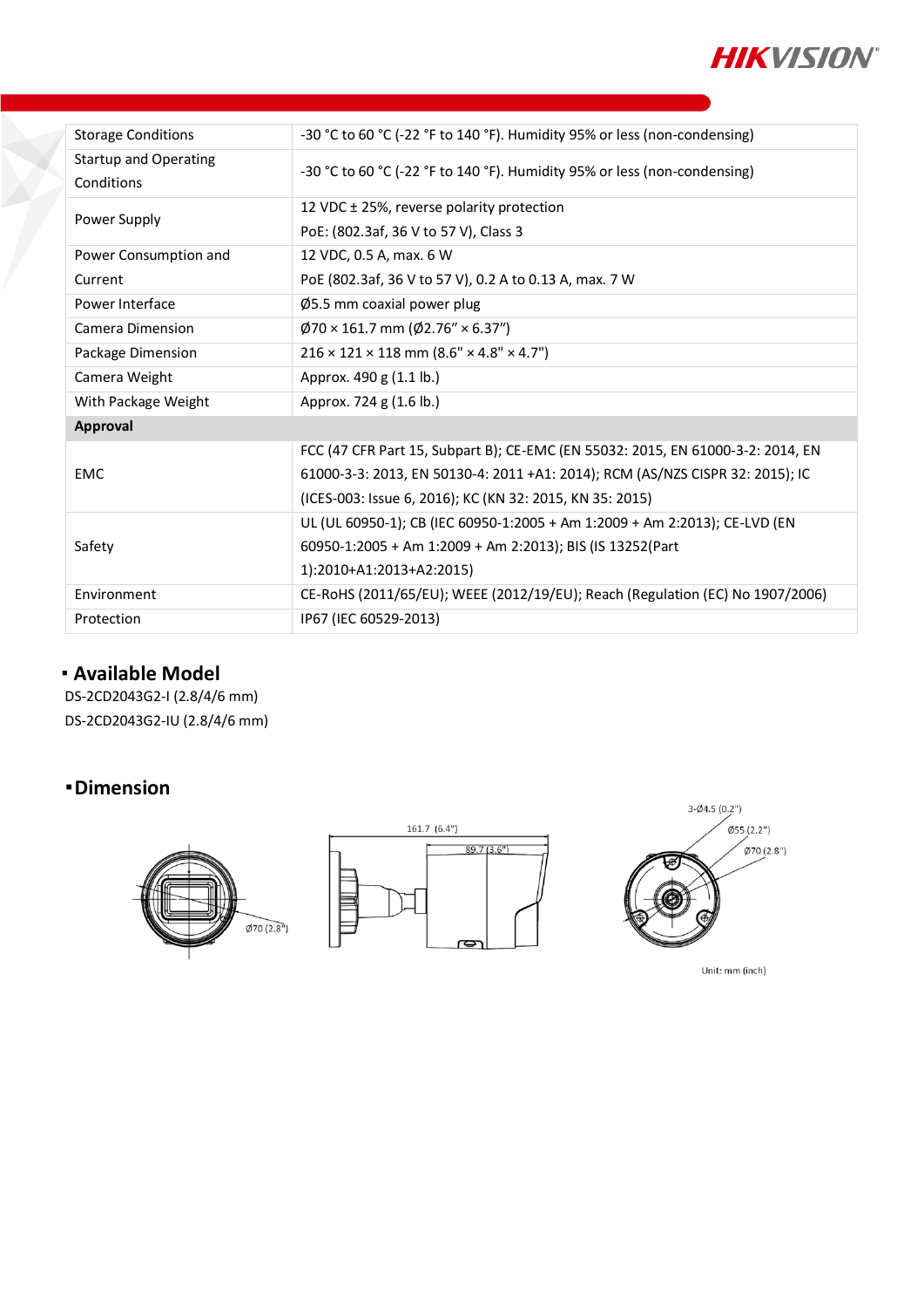| | |
|---|---|
| Storage Conditions | -30 °C to 60 °C (-22 °F to 140 °F). Humidity 95% or less (non-condensing) |
| Startup and Operating Conditions | -30 °C to 60 °C (-22 °F to 140 °F). Humidity 95% or less (non-condensing) |
| Power Supply | 12 VDC ± 25%, reverse polarity protection<br>PoE: (802.3af, 36 V to 57 V), Class 3 |
| Power Consumption and Current | 12 VDC, 0.5 A, max. 6 W<br>PoE (802.3af, 36 V to 57 V), 0.2 A to 0.13 A, max. 7 W |
| Power Interface | Ø5.5 mm coaxial power plug |
| Camera Dimension | Ø70 × 161.7 mm (Ø2.76" × 6.37") |
| Package Dimension | 216 × 121 × 118 mm (8.6" × 4.8" × 4.7") |
| Camera Weight | Approx. 490 g (1.1 lb.) |
| With Package Weight | Approx. 724 g (1.6 lb.) |
| **Approval** | |
| EMC | FCC (47 CFR Part 15, Subpart B); CE-EMC (EN 55032: 2015, EN 61000-3-2: 2014, EN 61000-3-3: 2013, EN 50130-4: 2011 +A1: 2014); RCM (AS/NZS CISPR 32: 2015); IC (ICES-003: Issue 6, 2016); KC (KN 32: 2015, KN 35: 2015) |
| Safety | UL (UL 60950-1); CB (IEC 60950-1:2005 + Am 1:2009 + Am 2:2013); CE-LVD (EN 60950-1:2005 + Am 1:2009 + Am 2:2013); BIS (IS 13252(Part 1):2010+A1:2013+A2:2015) |
| Environment | CE-RoHS (2011/65/EU); WEEE (2012/19/EU); Reach (Regulation (EC) No 1907/2006) |
| Protection | IP67 (IEC 60529-2013) |

## Available Model

DS-2CD2043G2-I (2.8/4/6 mm)
DS-2CD2043G2-IU (2.8/4/6 mm)

## Dimension

Ø70 (2.8")

161.7 (6.4")

89.7 (3.6")

3-Ø4.5 (0.2")

Ø55 (2.2")

Ø70 (2.8")

Unit: mm (inch)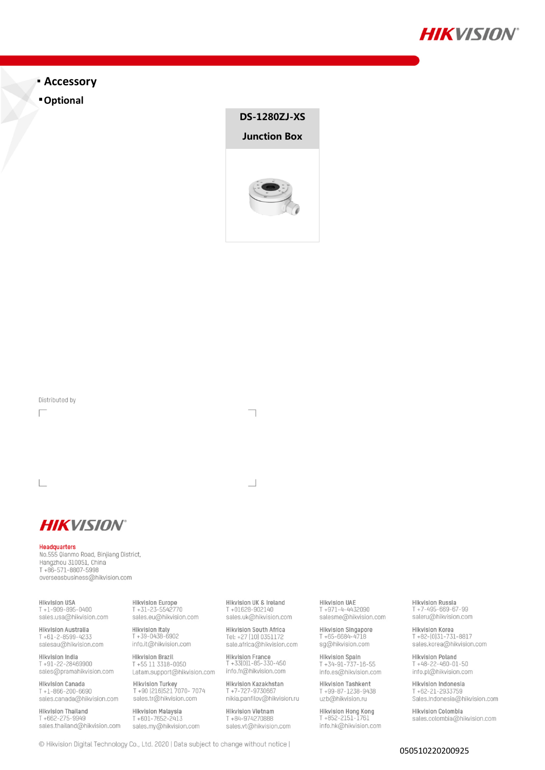## Accessory

### Optional

| DS-1280ZJ-XS Junction Box |
| --- |

Distributed by

**HIKVISION**

**Headquarters**
No.555 Qianmo Road, Binjiang District,
Hangzhou 310051, China
T +86-571-8807-5998
overseasbusiness@hikvision.com

**Hikvision USA**
T +1-909-895-0400
sales.usa@hikvision.com

**Hikvision Europe**
T +31-23-5542770
sales.eu@hikvision.com

**Hikvision UK & Ireland**
T +01628-902140
sales.uk@hikvision.com

**Hikvision UAE**
T +971-4-4432090
salesme@hikvision.com

**Hikvision Russia**
T +7-495-669-67-99
saleru@hikvision.com

**Hikvision Australia**
T +61-2-8599-4233
salesau@hikvision.com

**Hikvision Italy**
T +39-0438-6902
info.it@hikvision.com

**Hikvision South Africa**
Tel: +27 (10) 0351172
sale.africa@hikvision.com

**Hikvision Singapore**
T +65-6684-4718
sg@hikvision.com

**Hikvision Korea**
T +82-(0)31-731-8817
sales.korea@hikvision.com

**Hikvision India**
T +91-22-28469900
sales@pramahikvision.com

**Hikvision Brazil**
T +55 11 3318-0050
Latam.support@hikvision.com

**Hikvision France**
T +33(0)1-85-330-450
info.fr@hikvision.com

**Hikvision Spain**
T +34-91-737-16-55
info.es@hikvision.com

**Hikvision Poland**
T +48-22-460-01-50
info.pl@hikvision.com

**Hikvision Canada**
T +1-866-200-6690
sales.canada@hikvision.com

**Hikvision Turkey**
T +90 (216)521 7070- 7074
sales.tr@hikvision.com

**Hikvision Kazakhstan**
T +7-727-9730667
nikia.panfilov@hikvision.ru

**Hikvision Tashkent**
T +99-87-1238-9438
uzb@hikvision.ru

**Hikvision Indonesia**
T +62-21-2933759
Sales.Indonesia@hikvision.com

**Hikvision Thailand**
T +662-275-9949
sales.thailand@hikvision.com

**Hikvision Malaysia**
T +601-7652-2413
sales.my@hikvision.com

**Hikvision Vietnam**
T +84-974270888
sales.vt@hikvision.com

**Hikvision Hong Kong**
T +852-2151-1761
info.hk@hikvision.com

**Hikvision Colombia**
sales.colombia@hikvision.com

© Hikvision Digital Technology Co., Ltd. 2020 | Data subject to change without notice |

050510220200925